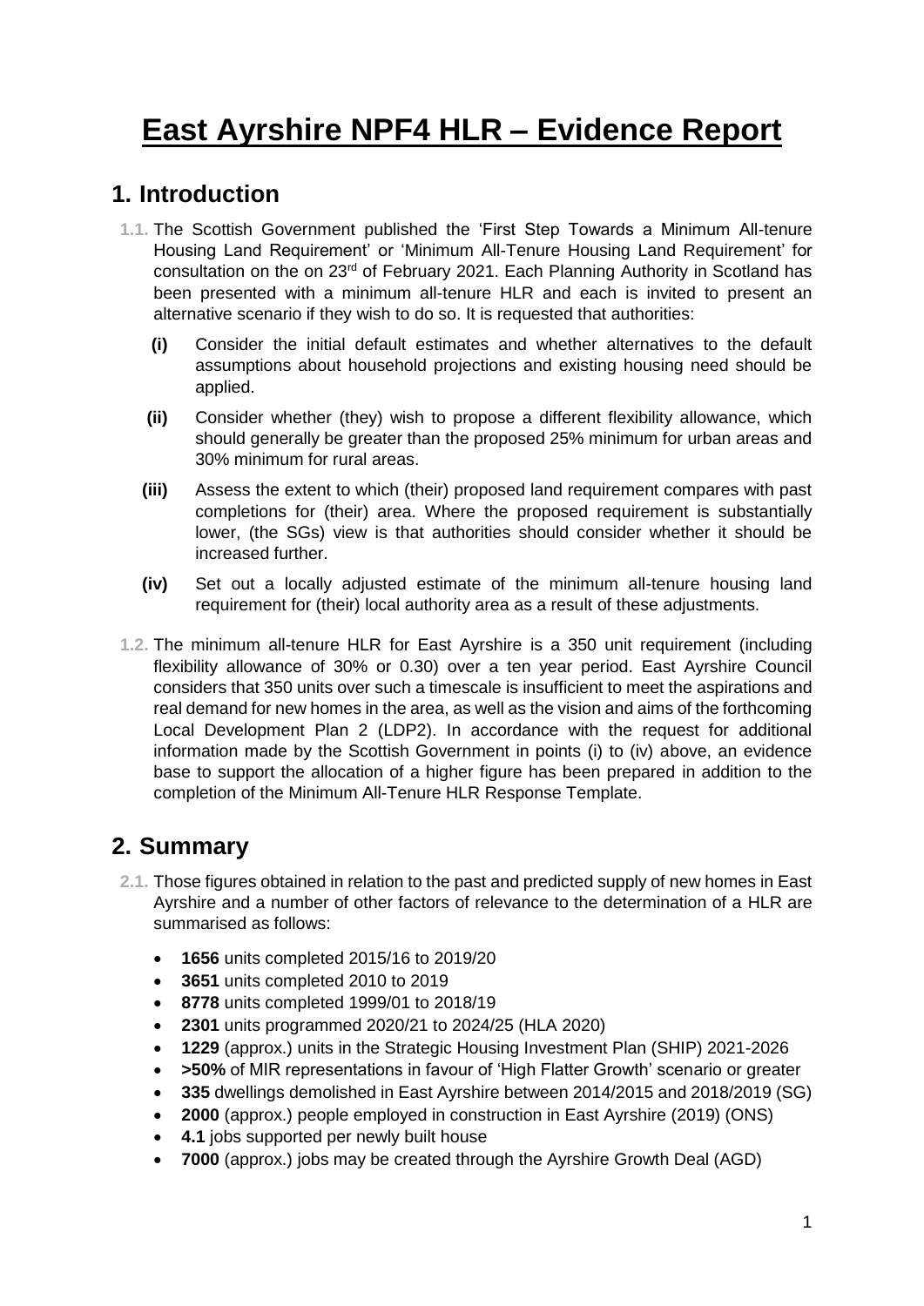# East Ayrshire NPF4 HLR – Evidence Report

## 1. Introduction

1.1. The Scottish Government published the 'First Step Towards a Minimum All-tenure Housing Land Requirement' or 'Minimum All-Tenure Housing Land Requirement' for consultation on the on 23rd of February 2021. Each Planning Authority in Scotland has been presented with a minimum all-tenure HLR and each is invited to present an alternative scenario if they wish to do so. It is requested that authorities:

- **(i)** Consider the initial default estimates and whether alternatives to the default assumptions about household projections and existing housing need should be applied.
- **(ii)** Consider whether (they) wish to propose a different flexibility allowance, which should generally be greater than the proposed 25% minimum for urban areas and 30% minimum for rural areas.
- **(iii)** Assess the extent to which (their) proposed land requirement compares with past completions for (their) area. Where the proposed requirement is substantially lower, (the SGs) view is that authorities should consider whether it should be increased further.
- **(iv)** Set out a locally adjusted estimate of the minimum all-tenure housing land requirement for (their) local authority area as a result of these adjustments.

1.2. The minimum all-tenure HLR for East Ayrshire is a 350 unit requirement (including flexibility allowance of 30% or 0.30) over a ten year period. East Ayrshire Council considers that 350 units over such a timescale is insufficient to meet the aspirations and real demand for new homes in the area, as well as the vision and aims of the forthcoming Local Development Plan 2 (LDP2). In accordance with the request for additional information made by the Scottish Government in points (i) to (iv) above, an evidence base to support the allocation of a higher figure has been prepared in addition to the completion of the Minimum All-Tenure HLR Response Template.

## 2. Summary

2.1. Those figures obtained in relation to the past and predicted supply of new homes in East Ayrshire and a number of other factors of relevance to the determination of a HLR are summarised as follows:

- **1656** units completed 2015/16 to 2019/20
- **3651** units completed 2010 to 2019
- **8778** units completed 1999/01 to 2018/19
- **2301** units programmed 2020/21 to 2024/25 (HLA 2020)
- **1229** (approx.) units in the Strategic Housing Investment Plan (SHIP) 2021-2026
- **>50%** of MIR representations in favour of 'High Flatter Growth' scenario or greater
- **335** dwellings demolished in East Ayrshire between 2014/2015 and 2018/2019 (SG)
- **2000** (approx.) people employed in construction in East Ayrshire (2019) (ONS)
- **4.1** jobs supported per newly built house
- **7000** (approx.) jobs may be created through the Ayrshire Growth Deal (AGD)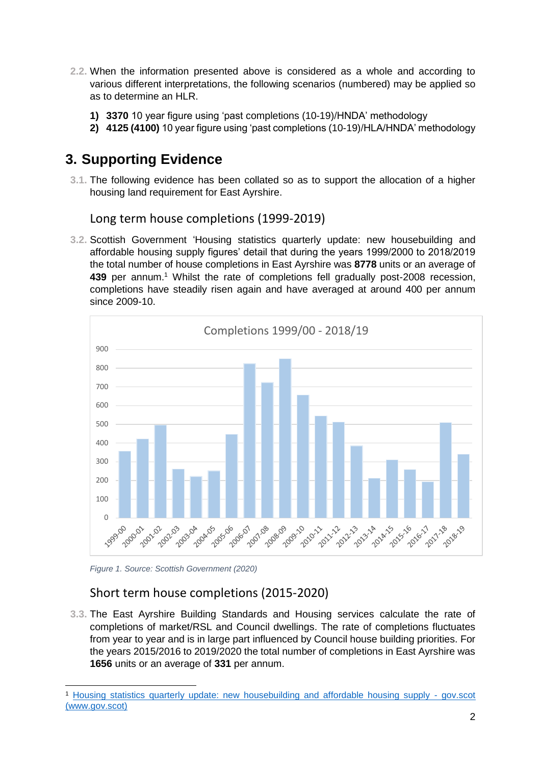2.2. When the information presented above is considered as a whole and according to various different interpretations, the following scenarios (numbered) may be applied so as to determine an HLR.

1) **3370** 10 year figure using 'past completions (10-19)/HNDA' methodology
2) **4125 (4100)** 10 year figure using 'past completions (10-19)/HLA/HNDA' methodology

# 3. Supporting Evidence

3.1. The following evidence has been collated so as to support the allocation of a higher housing land requirement for East Ayrshire.

## Long term house completions (1999-2019)

3.2. Scottish Government 'Housing statistics quarterly update: new housebuilding and affordable housing supply figures' detail that during the years 1999/2000 to 2018/2019 the total number of house completions in East Ayrshire was **8778** units or an average of **439** per annum.[1] Whilst the rate of completions fell gradually post-2008 recession, completions have steadily risen again and have averaged at around 400 per annum since 2009-10.

*Figure 1. Source: Scottish Government (2020)*

## Short term house completions (2015-2020)

3.3. The East Ayrshire Building Standards and Housing services calculate the rate of completions of market/RSL and Council dwellings. The rate of completions fluctuates from year to year and is in large part influenced by Council house building priorities. For the years 2015/2016 to 2019/2020 the total number of completions in East Ayrshire was **1656** units or an average of **331** per annum.

[1] Housing statistics quarterly update: new housebuilding and affordable housing supply - gov.scot (www.gov.scot)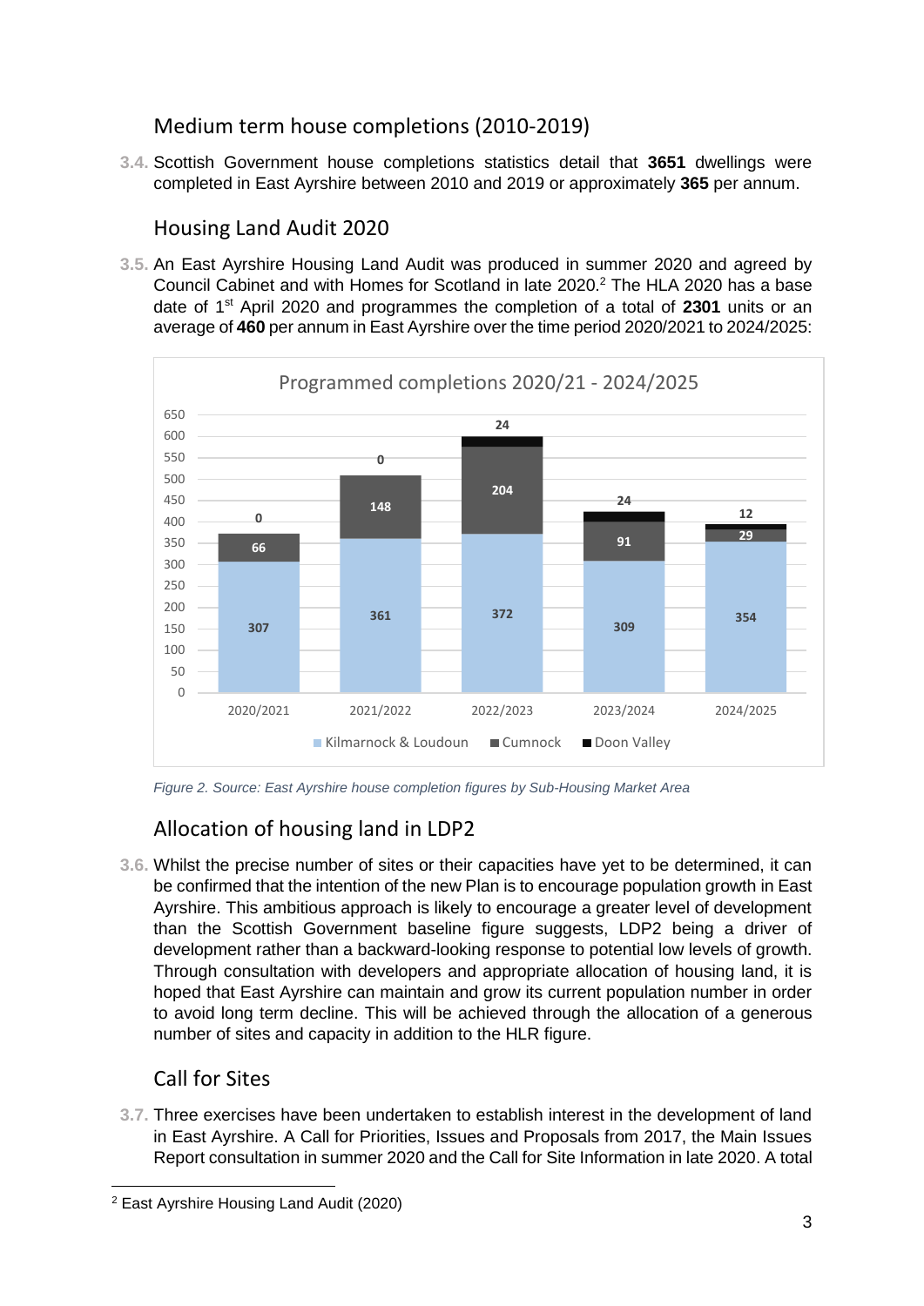## Medium term house completions (2010-2019)

3.4. Scottish Government house completions statistics detail that **3651** dwellings were completed in East Ayrshire between 2010 and 2019 or approximately **365** per annum.

## Housing Land Audit 2020

3.5. An East Ayrshire Housing Land Audit was produced in summer 2020 and agreed by Council Cabinet and with Homes for Scotland in late 2020.[2] The HLA 2020 has a base date of 1st April 2020 and programmes the completion of a total of **2301** units or an average of **460** per annum in East Ayrshire over the time period 2020/2021 to 2024/2025:

**Programmed completions 2020/21 - 2024/2025**

| | 2020/2021 | 2021/2022 | 2022/2023 | 2023/2024 | 2024/2025 |
|---|---|---|---|---|---|
| Kilmarnock & Loudoun | 307 | 361 | 372 | 309 | 354 |
| Cumnock | 66 | 148 | 204 | 91 | 29 |
| Doon Valley | 0 | 0 | 24 | 24 | 12 |

*Figure 2. Source: East Ayrshire house completion figures by Sub-Housing Market Area*

## Allocation of housing land in LDP2

3.6. Whilst the precise number of sites or their capacities have yet to be determined, it can be confirmed that the intention of the new Plan is to encourage population growth in East Ayrshire. This ambitious approach is likely to encourage a greater level of development than the Scottish Government baseline figure suggests, LDP2 being a driver of development rather than a backward-looking response to potential low levels of growth. Through consultation with developers and appropriate allocation of housing land, it is hoped that East Ayrshire can maintain and grow its current population number in order to avoid long term decline. This will be achieved through the allocation of a generous number of sites and capacity in addition to the HLR figure.

## Call for Sites

3.7. Three exercises have been undertaken to establish interest in the development of land in East Ayrshire. A Call for Priorities, Issues and Proposals from 2017, the Main Issues Report consultation in summer 2020 and the Call for Site Information in late 2020. A total

[2] East Ayrshire Housing Land Audit (2020)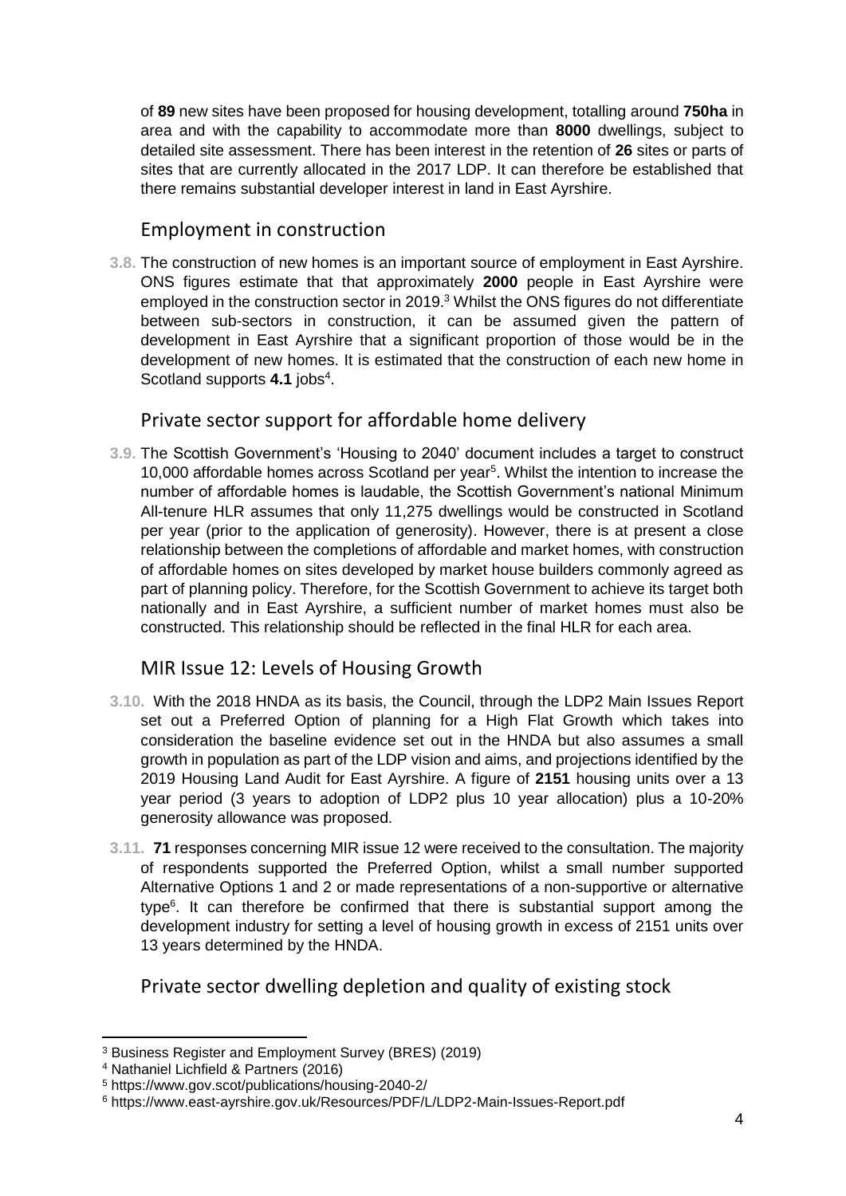of **89** new sites have been proposed for housing development, totalling around **750ha** in area and with the capability to accommodate more than **8000** dwellings, subject to detailed site assessment. There has been interest in the retention of **26** sites or parts of sites that are currently allocated in the 2017 LDP. It can therefore be established that there remains substantial developer interest in land in East Ayrshire.

## Employment in construction

**3.8.** The construction of new homes is an important source of employment in East Ayrshire. ONS figures estimate that that approximately **2000** people in East Ayrshire were employed in the construction sector in 2019.[3] Whilst the ONS figures do not differentiate between sub-sectors in construction, it can be assumed given the pattern of development in East Ayrshire that a significant proportion of those would be in the development of new homes. It is estimated that the construction of each new home in Scotland supports **4.1** jobs[4].

## Private sector support for affordable home delivery

**3.9.** The Scottish Government's 'Housing to 2040' document includes a target to construct 10,000 affordable homes across Scotland per year[5]. Whilst the intention to increase the number of affordable homes is laudable, the Scottish Government's national Minimum All-tenure HLR assumes that only 11,275 dwellings would be constructed in Scotland per year (prior to the application of generosity). However, there is at present a close relationship between the completions of affordable and market homes, with construction of affordable homes on sites developed by market house builders commonly agreed as part of planning policy. Therefore, for the Scottish Government to achieve its target both nationally and in East Ayrshire, a sufficient number of market homes must also be constructed. This relationship should be reflected in the final HLR for each area.

## MIR Issue 12: Levels of Housing Growth

**3.10.** With the 2018 HNDA as its basis, the Council, through the LDP2 Main Issues Report set out a Preferred Option of planning for a High Flat Growth which takes into consideration the baseline evidence set out in the HNDA but also assumes a small growth in population as part of the LDP vision and aims, and projections identified by the 2019 Housing Land Audit for East Ayrshire. A figure of **2151** housing units over a 13 year period (3 years to adoption of LDP2 plus 10 year allocation) plus a 10-20% generosity allowance was proposed.

**3.11.** **71** responses concerning MIR issue 12 were received to the consultation. The majority of respondents supported the Preferred Option, whilst a small number supported Alternative Options 1 and 2 or made representations of a non-supportive or alternative type[6]. It can therefore be confirmed that there is substantial support among the development industry for setting a level of housing growth in excess of 2151 units over 13 years determined by the HNDA.

## Private sector dwelling depletion and quality of existing stock

---

[3] Business Register and Employment Survey (BRES) (2019)

[4] Nathaniel Lichfield & Partners (2016)

[5] https://www.gov.scot/publications/housing-2040-2/

[6] https://www.east-ayrshire.gov.uk/Resources/PDF/L/LDP2-Main-Issues-Report.pdf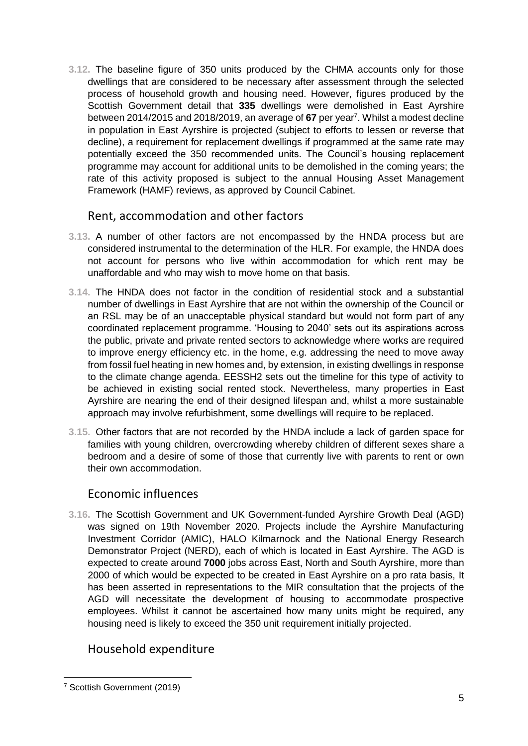3.12. The baseline figure of 350 units produced by the CHMA accounts only for those dwellings that are considered to be necessary after assessment through the selected process of household growth and housing need. However, figures produced by the Scottish Government detail that **335** dwellings were demolished in East Ayrshire between 2014/2015 and 2018/2019, an average of **67** per year[7]. Whilst a modest decline in population in East Ayrshire is projected (subject to efforts to lessen or reverse that decline), a requirement for replacement dwellings if programmed at the same rate may potentially exceed the 350 recommended units. The Council's housing replacement programme may account for additional units to be demolished in the coming years; the rate of this activity proposed is subject to the annual Housing Asset Management Framework (HAMF) reviews, as approved by Council Cabinet.

## Rent, accommodation and other factors

3.13. A number of other factors are not encompassed by the HNDA process but are considered instrumental to the determination of the HLR. For example, the HNDA does not account for persons who live within accommodation for which rent may be unaffordable and who may wish to move home on that basis.

3.14. The HNDA does not factor in the condition of residential stock and a substantial number of dwellings in East Ayrshire that are not within the ownership of the Council or an RSL may be of an unacceptable physical standard but would not form part of any coordinated replacement programme. 'Housing to 2040' sets out its aspirations across the public, private and private rented sectors to acknowledge where works are required to improve energy efficiency etc. in the home, e.g. addressing the need to move away from fossil fuel heating in new homes and, by extension, in existing dwellings in response to the climate change agenda. EESSH2 sets out the timeline for this type of activity to be achieved in existing social rented stock. Nevertheless, many properties in East Ayrshire are nearing the end of their designed lifespan and, whilst a more sustainable approach may involve refurbishment, some dwellings will require to be replaced.

3.15. Other factors that are not recorded by the HNDA include a lack of garden space for families with young children, overcrowding whereby children of different sexes share a bedroom and a desire of some of those that currently live with parents to rent or own their own accommodation.

## Economic influences

3.16. The Scottish Government and UK Government-funded Ayrshire Growth Deal (AGD) was signed on 19th November 2020. Projects include the Ayrshire Manufacturing Investment Corridor (AMIC), HALO Kilmarnock and the National Energy Research Demonstrator Project (NERD), each of which is located in East Ayrshire. The AGD is expected to create around **7000** jobs across East, North and South Ayrshire, more than 2000 of which would be expected to be created in East Ayrshire on a pro rata basis, It has been asserted in representations to the MIR consultation that the projects of the AGD will necessitate the development of housing to accommodate prospective employees. Whilst it cannot be ascertained how many units might be required, any housing need is likely to exceed the 350 unit requirement initially projected.

## Household expenditure

[7] Scottish Government (2019)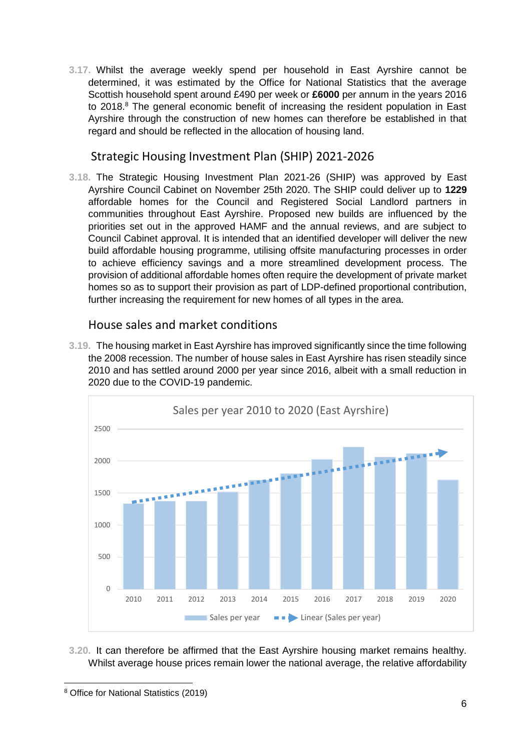3.17. Whilst the average weekly spend per household in East Ayrshire cannot be determined, it was estimated by the Office for National Statistics that the average Scottish household spent around £490 per week or **£6000** per annum in the years 2016 to 2018.[8] The general economic benefit of increasing the resident population in East Ayrshire through the construction of new homes can therefore be established in that regard and should be reflected in the allocation of housing land.

## Strategic Housing Investment Plan (SHIP) 2021-2026

3.18. The Strategic Housing Investment Plan 2021-26 (SHIP) was approved by East Ayrshire Council Cabinet on November 25th 2020. The SHIP could deliver up to **1229** affordable homes for the Council and Registered Social Landlord partners in communities throughout East Ayrshire. Proposed new builds are influenced by the priorities set out in the approved HAMF and the annual reviews, and are subject to Council Cabinet approval. It is intended that an identified developer will deliver the new build affordable housing programme, utilising offsite manufacturing processes in order to achieve efficiency savings and a more streamlined development process. The provision of additional affordable homes often require the development of private market homes so as to support their provision as part of LDP-defined proportional contribution, further increasing the requirement for new homes of all types in the area.

## House sales and market conditions

3.19. The housing market in East Ayrshire has improved significantly since the time following the 2008 recession. The number of house sales in East Ayrshire has risen steadily since 2010 and has settled around 2000 per year since 2016, albeit with a small reduction in 2020 due to the COVID-19 pandemic.

**Sales per year 2010 to 2020 (East Ayrshire)**

[Bar chart: Sales per year, with Linear (Sales per year) trend line. Y-axis 0–2500; X-axis 2010–2020.]

3.20. It can therefore be affirmed that the East Ayrshire housing market remains healthy. Whilst average house prices remain lower the national average, the relative affordability

[8] Office for National Statistics (2019)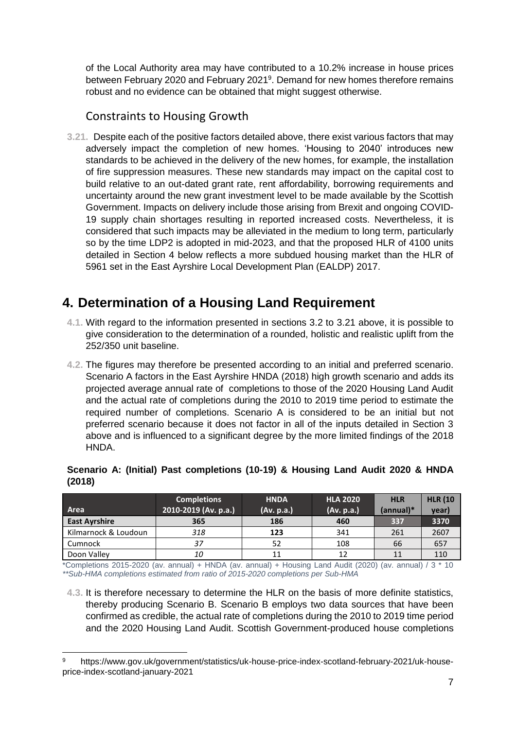of the Local Authority area may have contributed to a 10.2% increase in house prices between February 2020 and February 2021[9]. Demand for new homes therefore remains robust and no evidence can be obtained that might suggest otherwise.

## Constraints to Housing Growth

**3.21.** Despite each of the positive factors detailed above, there exist various factors that may adversely impact the completion of new homes. 'Housing to 2040' introduces new standards to be achieved in the delivery of the new homes, for example, the installation of fire suppression measures. These new standards may impact on the capital cost to build relative to an out-dated grant rate, rent affordability, borrowing requirements and uncertainty around the new grant investment level to be made available by the Scottish Government. Impacts on delivery include those arising from Brexit and ongoing COVID-19 supply chain shortages resulting in reported increased costs. Nevertheless, it is considered that such impacts may be alleviated in the medium to long term, particularly so by the time LDP2 is adopted in mid-2023, and that the proposed HLR of 4100 units detailed in Section 4 below reflects a more subdued housing market than the HLR of 5961 set in the East Ayrshire Local Development Plan (EALDP) 2017.

# 4. Determination of a Housing Land Requirement

**4.1.** With regard to the information presented in sections 3.2 to 3.21 above, it is possible to give consideration to the determination of a rounded, holistic and realistic uplift from the 252/350 unit baseline.

**4.2.** The figures may therefore be presented according to an initial and preferred scenario. Scenario A factors in the East Ayrshire HNDA (2018) high growth scenario and adds its projected average annual rate of completions to those of the 2020 Housing Land Audit and the actual rate of completions during the 2010 to 2019 time period to estimate the required number of completions. Scenario A is considered to be an initial but not preferred scenario because it does not factor in all of the inputs detailed in Section 3 above and is influenced to a significant degree by the more limited findings of the 2018 HNDA.

**Scenario A: (Initial) Past completions (10-19) & Housing Land Audit 2020 & HNDA (2018)**

| Area | Completions 2010-2019 (Av. p.a.) | HNDA (Av. p.a.) | HLA 2020 (Av. p.a.) | HLR (annual)* | HLR (10 year) |
|---|---|---|---|---|---|
| **East Ayrshire** | **365** | **186** | **460** | **337** | **3370** |
| Kilmarnock & Loudoun | *318* | **123** | 341 | 261 | 2607 |
| Cumnock | *37* | 52 | 108 | 66 | 657 |
| Doon Valley | *10* | 11 | 12 | 11 | 110 |

*Completions 2015-2020 (av. annual) + HNDA (av. annual) + Housing Land Audit (2020) (av. annual) / 3 * 10
*\*\*Sub-HMA completions estimated from ratio of 2015-2020 completions per Sub-HMA*

**4.3.** It is therefore necessary to determine the HLR on the basis of more definite statistics, thereby producing Scenario B. Scenario B employs two data sources that have been confirmed as credible, the actual rate of completions during the 2010 to 2019 time period and the 2020 Housing Land Audit. Scottish Government-produced house completions

[9] https://www.gov.uk/government/statistics/uk-house-price-index-scotland-february-2021/uk-house-price-index-scotland-january-2021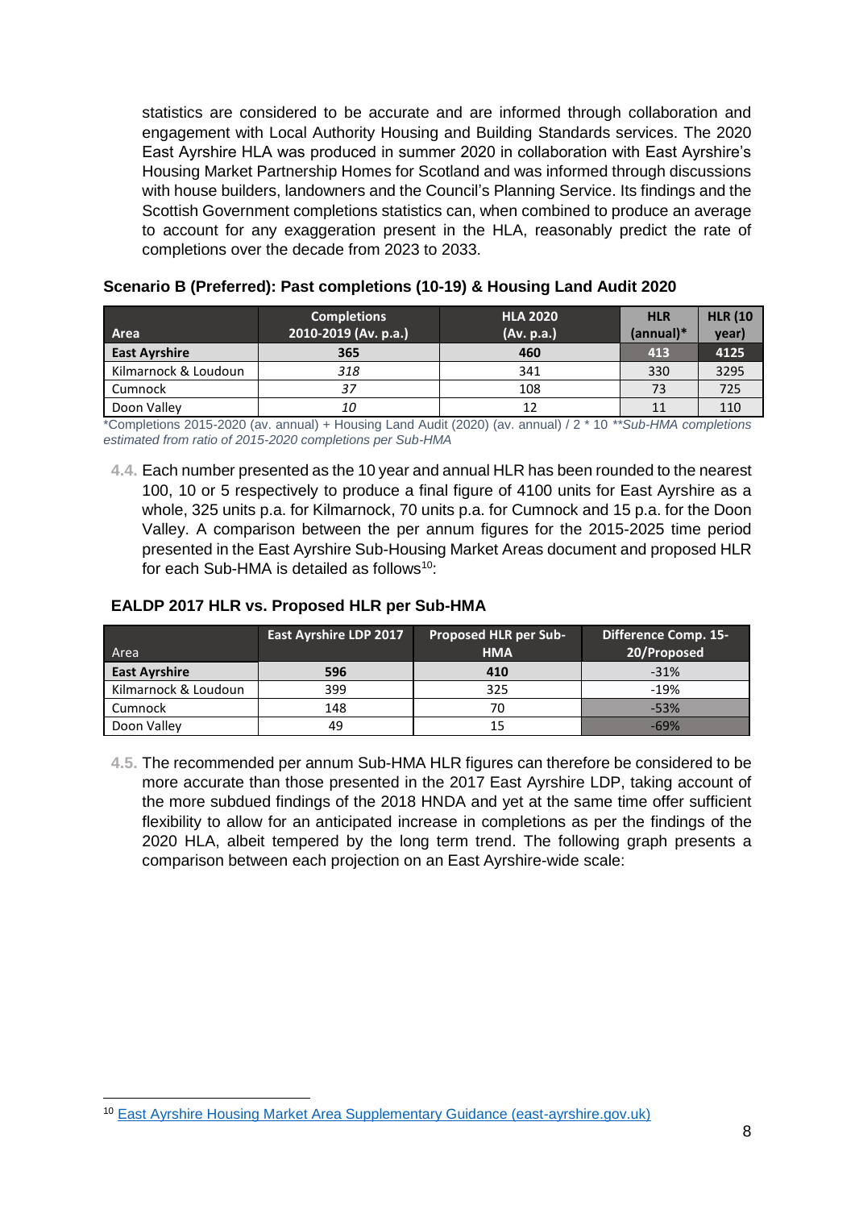statistics are considered to be accurate and are informed through collaboration and engagement with Local Authority Housing and Building Standards services. The 2020 East Ayrshire HLA was produced in summer 2020 in collaboration with East Ayrshire's Housing Market Partnership Homes for Scotland and was informed through discussions with house builders, landowners and the Council's Planning Service. Its findings and the Scottish Government completions statistics can, when combined to produce an average to account for any exaggeration present in the HLA, reasonably predict the rate of completions over the decade from 2023 to 2033.

**Scenario B (Preferred): Past completions (10-19) & Housing Land Audit 2020**

| Area | Completions 2010-2019 (Av. p.a.) | HLA 2020 (Av. p.a.) | HLR (annual)* | HLR (10 year) |
|---|---|---|---|---|
| **East Ayrshire** | **365** | **460** | **413** | **4125** |
| Kilmarnock & Loudoun | *318* | 341 | 330 | 3295 |
| Cumnock | *37* | 108 | 73 | 725 |
| Doon Valley | *10* | 12 | 11 | 110 |

*Completions 2015-2020 (av. annual) + Housing Land Audit (2020) (av. annual) / 2 * 10 ***Sub-HMA completions estimated from ratio of 2015-2020 completions per Sub-HMA*

4.4. Each number presented as the 10 year and annual HLR has been rounded to the nearest 100, 10 or 5 respectively to produce a final figure of 4100 units for East Ayrshire as a whole, 325 units p.a. for Kilmarnock, 70 units p.a. for Cumnock and 15 p.a. for the Doon Valley. A comparison between the per annum figures for the 2015-2025 time period presented in the East Ayrshire Sub-Housing Market Areas document and proposed HLR for each Sub-HMA is detailed as follows[10]:

**EALDP 2017 HLR vs. Proposed HLR per Sub-HMA**

| Area | East Ayrshire LDP 2017 | Proposed HLR per Sub-HMA | Difference Comp. 15-20/Proposed |
|---|---|---|---|
| **East Ayrshire** | **596** | **410** | -31% |
| Kilmarnock & Loudoun | 399 | 325 | -19% |
| Cumnock | 148 | 70 | -53% |
| Doon Valley | 49 | 15 | -69% |

4.5. The recommended per annum Sub-HMA HLR figures can therefore be considered to be more accurate than those presented in the 2017 East Ayrshire LDP, taking account of the more subdued findings of the 2018 HNDA and yet at the same time offer sufficient flexibility to allow for an anticipated increase in completions as per the findings of the 2020 HLA, albeit tempered by the long term trend. The following graph presents a comparison between each projection on an East Ayrshire-wide scale:

[10] East Ayrshire Housing Market Area Supplementary Guidance (east-ayrshire.gov.uk)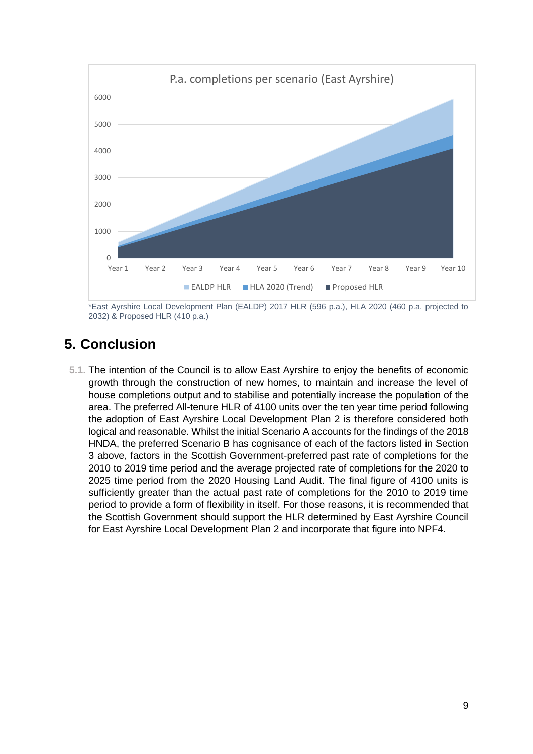P.a. completions per scenario (East Ayrshire)

6000
5000
4000
3000
2000
1000
0

Year 1 Year 2 Year 3 Year 4 Year 5 Year 6 Year 7 Year 8 Year 9 Year 10

EALDP HLR HLA 2020 (Trend) Proposed HLR

*East Ayrshire Local Development Plan (EALDP) 2017 HLR (596 p.a.), HLA 2020 (460 p.a. projected to 2032) & Proposed HLR (410 p.a.)

## 5. Conclusion

5.1. The intention of the Council is to allow East Ayrshire to enjoy the benefits of economic growth through the construction of new homes, to maintain and increase the level of house completions output and to stabilise and potentially increase the population of the area. The preferred All-tenure HLR of 4100 units over the ten year time period following the adoption of East Ayrshire Local Development Plan 2 is therefore considered both logical and reasonable. Whilst the initial Scenario A accounts for the findings of the 2018 HNDA, the preferred Scenario B has cognisance of each of the factors listed in Section 3 above, factors in the Scottish Government-preferred past rate of completions for the 2010 to 2019 time period and the average projected rate of completions for the 2020 to 2025 time period from the 2020 Housing Land Audit. The final figure of 4100 units is sufficiently greater than the actual past rate of completions for the 2010 to 2019 time period to provide a form of flexibility in itself. For those reasons, it is recommended that the Scottish Government should support the HLR determined by East Ayrshire Council for East Ayrshire Local Development Plan 2 and incorporate that figure into NPF4.